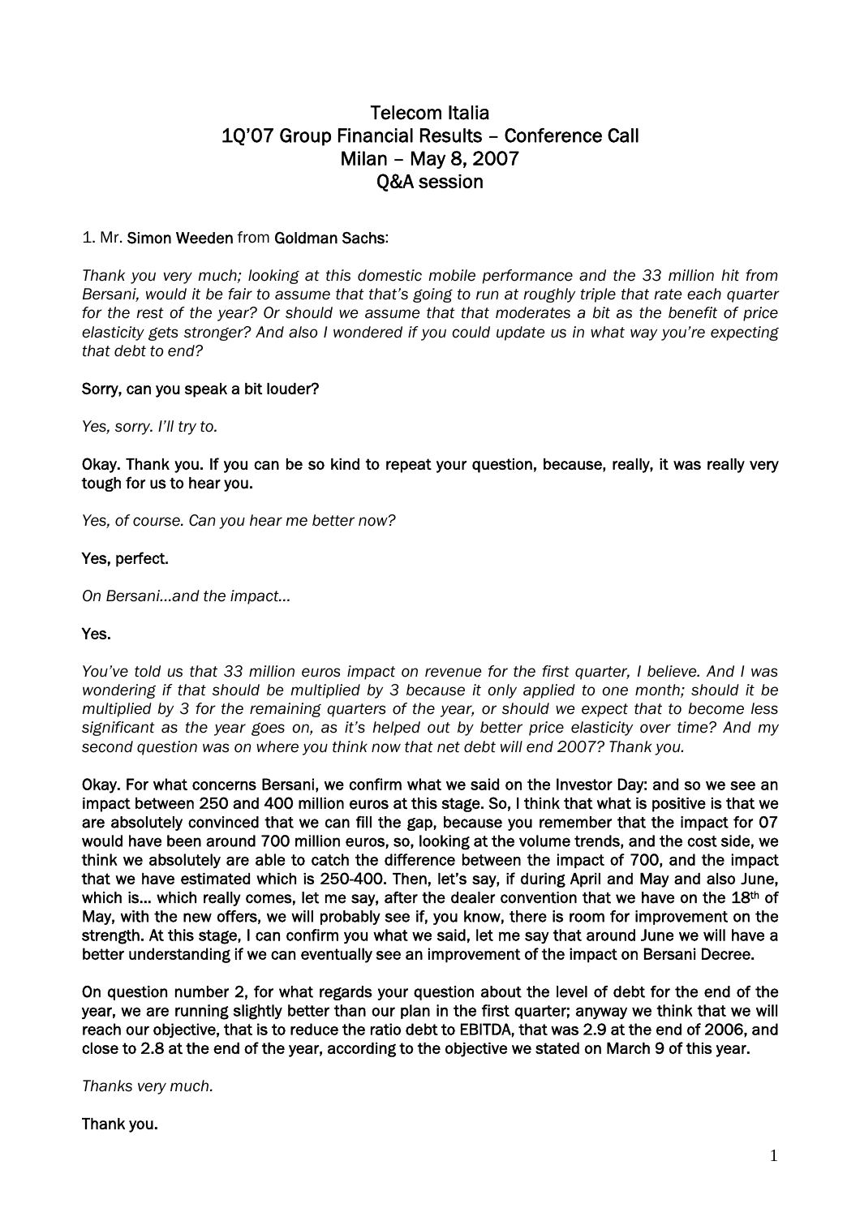# Telecom Italia
## 1Q'07 Group Financial Results – Conference Call
## Milan – May 8, 2007
## Q&A session

1. Mr. **Simon Weeden** from **Goldman Sachs**:

*Thank you very much; looking at this domestic mobile performance and the 33 million hit from Bersani, would it be fair to assume that that's going to run at roughly triple that rate each quarter for the rest of the year? Or should we assume that that moderates a bit as the benefit of price elasticity gets stronger? And also I wondered if you could update us in what way you're expecting that debt to end?*

**Sorry, can you speak a bit louder?**

*Yes, sorry. I'll try to.*

**Okay. Thank you. If you can be so kind to repeat your question, because, really, it was really very tough for us to hear you.**

*Yes, of course. Can you hear me better now?*

**Yes, perfect.**

*On Bersani…and the impact…*

**Yes.**

*You've told us that 33 million euros impact on revenue for the first quarter, I believe. And I was wondering if that should be multiplied by 3 because it only applied to one month; should it be multiplied by 3 for the remaining quarters of the year, or should we expect that to become less significant as the year goes on, as it's helped out by better price elasticity over time? And my second question was on where you think now that net debt will end 2007? Thank you.*

**Okay. For what concerns Bersani, we confirm what we said on the Investor Day: and so we see an impact between 250 and 400 million euros at this stage. So, I think that what is positive is that we are absolutely convinced that we can fill the gap, because you remember that the impact for 07 would have been around 700 million euros, so, looking at the volume trends, and the cost side, we think we absolutely are able to catch the difference between the impact of 700, and the impact that we have estimated which is 250-400. Then, let's say, if during April and May and also June, which is… which really comes, let me say, after the dealer convention that we have on the 18th of May, with the new offers, we will probably see if, you know, there is room for improvement on the strength. At this stage, I can confirm you what we said, let me say that around June we will have a better understanding if we can eventually see an improvement of the impact on Bersani Decree.**

**On question number 2, for what regards your question about the level of debt for the end of the year, we are running slightly better than our plan in the first quarter; anyway we think that we will reach our objective, that is to reduce the ratio debt to EBITDA, that was 2.9 at the end of 2006, and close to 2.8 at the end of the year, according to the objective we stated on March 9 of this year.**

*Thanks very much.*

**Thank you.**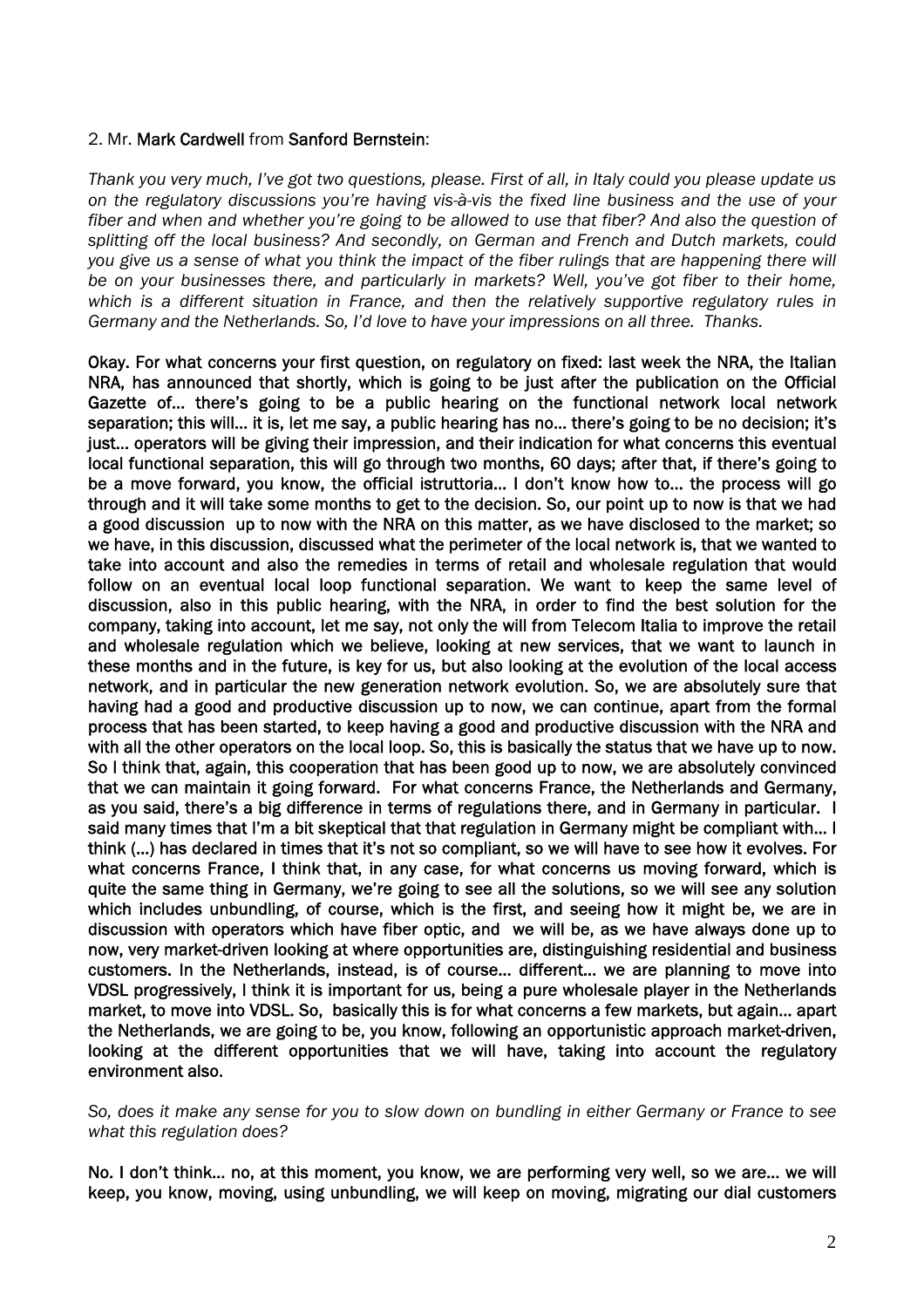2. Mr. **Mark Cardwell** from **Sanford Bernstein**:

*Thank you very much, I've got two questions, please. First of all, in Italy could you please update us on the regulatory discussions you're having vis-à-vis the fixed line business and the use of your fiber and when and whether you're going to be allowed to use that fiber? And also the question of splitting off the local business? And secondly, on German and French and Dutch markets, could you give us a sense of what you think the impact of the fiber rulings that are happening there will be on your businesses there, and particularly in markets? Well, you've got fiber to their home, which is a different situation in France, and then the relatively supportive regulatory rules in Germany and the Netherlands. So, I'd love to have your impressions on all three. Thanks.*

**Okay. For what concerns your first question, on regulatory on fixed: last week the NRA, the Italian NRA, has announced that shortly, which is going to be just after the publication on the Official Gazette of… there's going to be a public hearing on the functional network local network separation; this will… it is, let me say, a public hearing has no… there's going to be no decision; it's just… operators will be giving their impression, and their indication for what concerns this eventual local functional separation, this will go through two months, 60 days; after that, if there's going to be a move forward, you know, the official istruttoria… I don't know how to… the process will go through and it will take some months to get to the decision. So, our point up to now is that we had a good discussion up to now with the NRA on this matter, as we have disclosed to the market; so we have, in this discussion, discussed what the perimeter of the local network is, that we wanted to take into account and also the remedies in terms of retail and wholesale regulation that would follow on an eventual local loop functional separation. We want to keep the same level of discussion, also in this public hearing, with the NRA, in order to find the best solution for the company, taking into account, let me say, not only the will from Telecom Italia to improve the retail and wholesale regulation which we believe, looking at new services, that we want to launch in these months and in the future, is key for us, but also looking at the evolution of the local access network, and in particular the new generation network evolution. So, we are absolutely sure that having had a good and productive discussion up to now, we can continue, apart from the formal process that has been started, to keep having a good and productive discussion with the NRA and with all the other operators on the local loop. So, this is basically the status that we have up to now. So I think that, again, this cooperation that has been good up to now, we are absolutely convinced that we can maintain it going forward. For what concerns France, the Netherlands and Germany, as you said, there's a big difference in terms of regulations there, and in Germany in particular. I said many times that I'm a bit skeptical that that regulation in Germany might be compliant with… I think (…) has declared in times that it's not so compliant, so we will have to see how it evolves. For what concerns France, I think that, in any case, for what concerns us moving forward, which is quite the same thing in Germany, we're going to see all the solutions, so we will see any solution which includes unbundling, of course, which is the first, and seeing how it might be, we are in discussion with operators which have fiber optic, and we will be, as we have always done up to now, very market-driven looking at where opportunities are, distinguishing residential and business customers. In the Netherlands, instead, is of course… different… we are planning to move into VDSL progressively, I think it is important for us, being a pure wholesale player in the Netherlands market, to move into VDSL. So, basically this is for what concerns a few markets, but again… apart the Netherlands, we are going to be, you know, following an opportunistic approach market-driven, looking at the different opportunities that we will have, taking into account the regulatory environment also.**

*So, does it make any sense for you to slow down on bundling in either Germany or France to see what this regulation does?*

**No. I don't think… no, at this moment, you know, we are performing very well, so we are… we will keep, you know, moving, using unbundling, we will keep on moving, migrating our dial customers**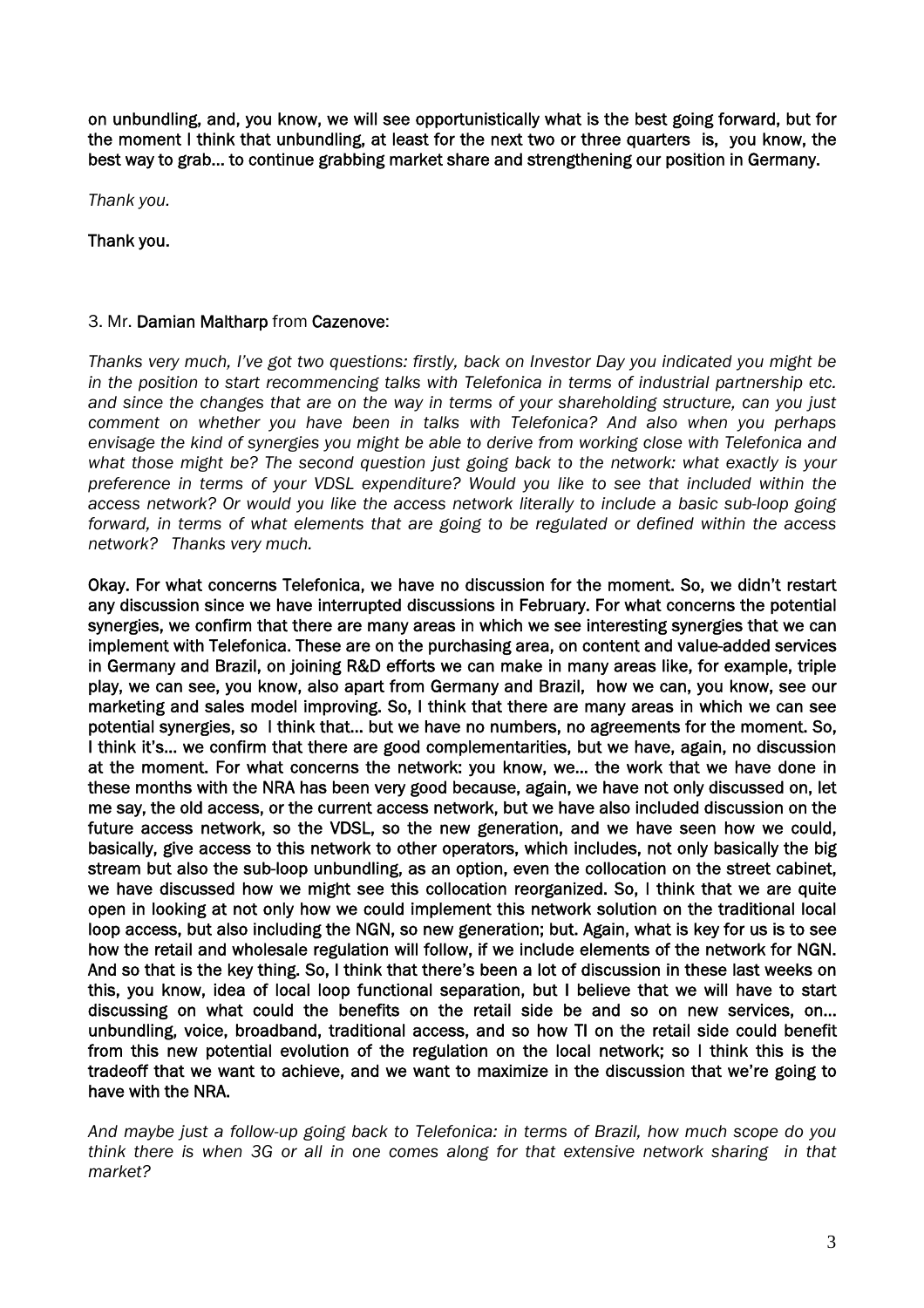**on unbundling, and, you know, we will see opportunistically what is the best going forward, but for the moment I think that unbundling, at least for the next two or three quarters is, you know, the best way to grab… to continue grabbing market share and strengthening our position in Germany.**

*Thank you.*

**Thank you.**

3. Mr. **Damian Maltharp** from **Cazenove**:

*Thanks very much, I've got two questions: firstly, back on Investor Day you indicated you might be in the position to start recommencing talks with Telefonica in terms of industrial partnership etc. and since the changes that are on the way in terms of your shareholding structure, can you just comment on whether you have been in talks with Telefonica? And also when you perhaps envisage the kind of synergies you might be able to derive from working close with Telefonica and what those might be? The second question just going back to the network: what exactly is your preference in terms of your VDSL expenditure? Would you like to see that included within the access network? Or would you like the access network literally to include a basic sub-loop going forward, in terms of what elements that are going to be regulated or defined within the access network? Thanks very much.*

**Okay. For what concerns Telefonica, we have no discussion for the moment. So, we didn't restart any discussion since we have interrupted discussions in February. For what concerns the potential synergies, we confirm that there are many areas in which we see interesting synergies that we can implement with Telefonica. These are on the purchasing area, on content and value-added services in Germany and Brazil, on joining R&D efforts we can make in many areas like, for example, triple play, we can see, you know, also apart from Germany and Brazil, how we can, you know, see our marketing and sales model improving. So, I think that there are many areas in which we can see potential synergies, so I think that… but we have no numbers, no agreements for the moment. So, I think it's… we confirm that there are good complementarities, but we have, again, no discussion at the moment. For what concerns the network: you know, we… the work that we have done in these months with the NRA has been very good because, again, we have not only discussed on, let me say, the old access, or the current access network, but we have also included discussion on the future access network, so the VDSL, so the new generation, and we have seen how we could, basically, give access to this network to other operators, which includes, not only basically the big stream but also the sub-loop unbundling, as an option, even the collocation on the street cabinet, we have discussed how we might see this collocation reorganized. So, I think that we are quite open in looking at not only how we could implement this network solution on the traditional local loop access, but also including the NGN, so new generation; but. Again, what is key for us is to see how the retail and wholesale regulation will follow, if we include elements of the network for NGN. And so that is the key thing. So, I think that there's been a lot of discussion in these last weeks on this, you know, idea of local loop functional separation, but I believe that we will have to start discussing on what could the benefits on the retail side be and so on new services, on… unbundling, voice, broadband, traditional access, and so how TI on the retail side could benefit from this new potential evolution of the regulation on the local network; so I think this is the tradeoff that we want to achieve, and we want to maximize in the discussion that we're going to have with the NRA.**

*And maybe just a follow-up going back to Telefonica: in terms of Brazil, how much scope do you think there is when 3G or all in one comes along for that extensive network sharing in that market?*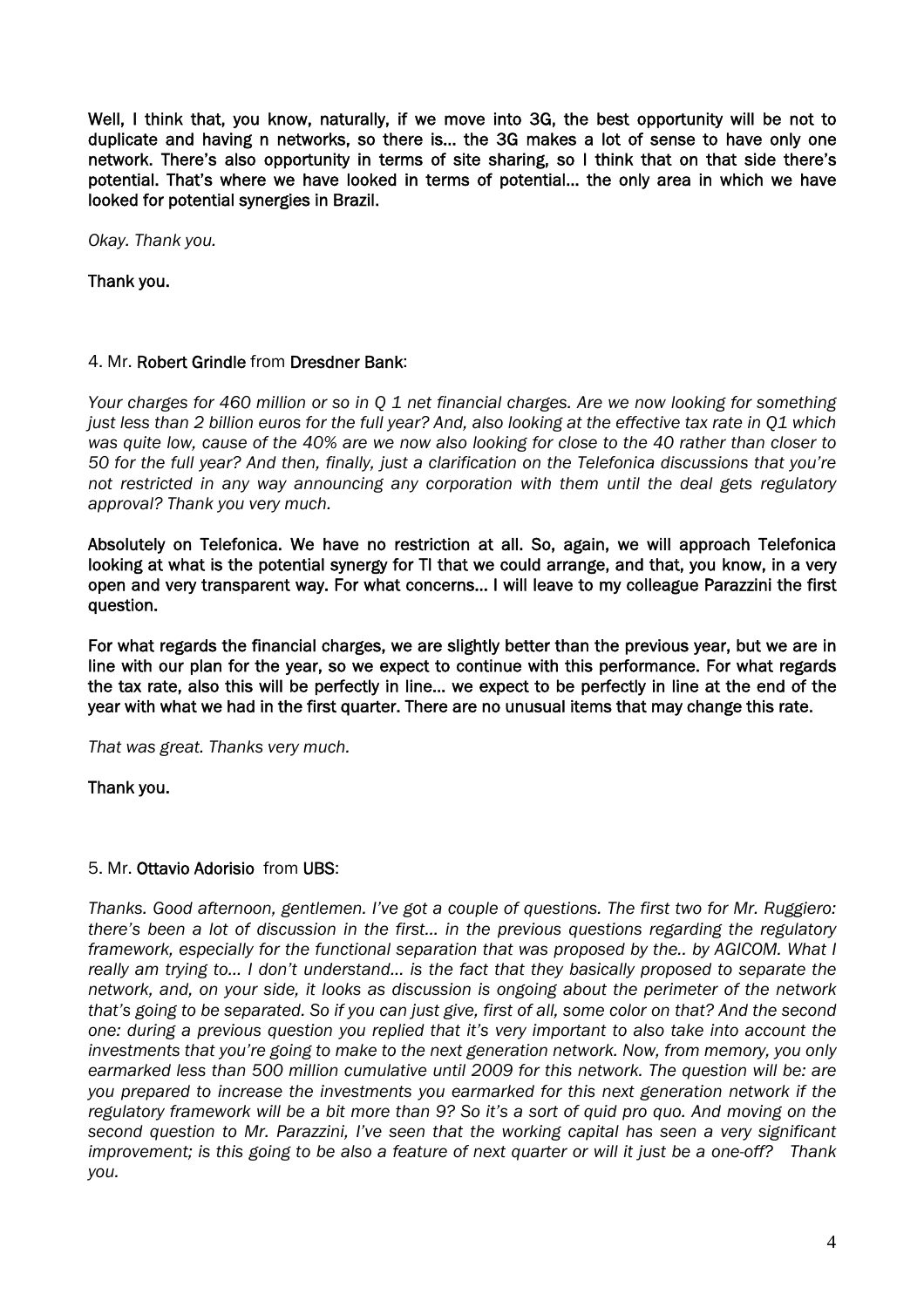**Well, I think that, you know, naturally, if we move into 3G, the best opportunity will be not to duplicate and having n networks, so there is... the 3G makes a lot of sense to have only one network. There's also opportunity in terms of site sharing, so I think that on that side there's potential. That's where we have looked in terms of potential... the only area in which we have looked for potential synergies in Brazil.**

*Okay. Thank you.*

**Thank you.**

4. Mr. **Robert Grindle** from **Dresdner Bank**:

*Your charges for 460 million or so in Q 1 net financial charges. Are we now looking for something just less than 2 billion euros for the full year? And, also looking at the effective tax rate in Q1 which was quite low, cause of the 40% are we now also looking for close to the 40 rather than closer to 50 for the full year? And then, finally, just a clarification on the Telefonica discussions that you're not restricted in any way announcing any corporation with them until the deal gets regulatory approval? Thank you very much.*

**Absolutely on Telefonica. We have no restriction at all. So, again, we will approach Telefonica looking at what is the potential synergy for TI that we could arrange, and that, you know, in a very open and very transparent way. For what concerns... I will leave to my colleague Parazzini the first question.**

**For what regards the financial charges, we are slightly better than the previous year, but we are in line with our plan for the year, so we expect to continue with this performance. For what regards the tax rate, also this will be perfectly in line... we expect to be perfectly in line at the end of the year with what we had in the first quarter. There are no unusual items that may change this rate.**

*That was great. Thanks very much.*

**Thank you.**

5. Mr. **Ottavio Adorisio** from **UBS**:

*Thanks. Good afternoon, gentlemen. I've got a couple of questions. The first two for Mr. Ruggiero: there's been a lot of discussion in the first... in the previous questions regarding the regulatory framework, especially for the functional separation that was proposed by the.. by AGICOM. What I really am trying to... I don't understand... is the fact that they basically proposed to separate the network, and, on your side, it looks as discussion is ongoing about the perimeter of the network that's going to be separated. So if you can just give, first of all, some color on that? And the second one: during a previous question you replied that it's very important to also take into account the investments that you're going to make to the next generation network. Now, from memory, you only earmarked less than 500 million cumulative until 2009 for this network. The question will be: are you prepared to increase the investments you earmarked for this next generation network if the regulatory framework will be a bit more than 9? So it's a sort of quid pro quo. And moving on the second question to Mr. Parazzini, I've seen that the working capital has seen a very significant improvement; is this going to be also a feature of next quarter or will it just be a one-off? Thank you.*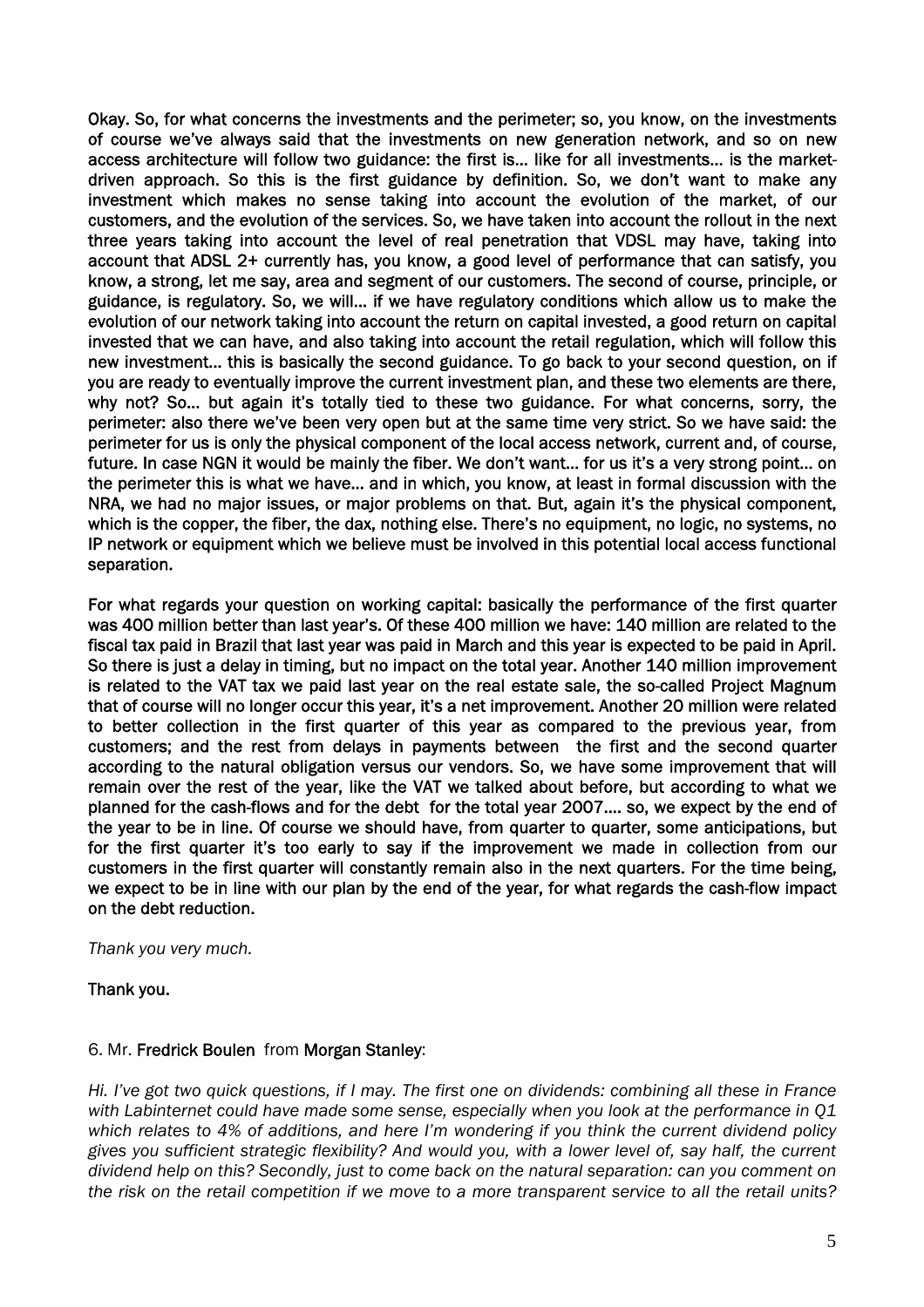**Okay. So, for what concerns the investments and the perimeter; so, you know, on the investments of course we've always said that the investments on new generation network, and so on new access architecture will follow two guidance: the first is… like for all investments… is the market-driven approach. So this is the first guidance by definition. So, we don't want to make any investment which makes no sense taking into account the evolution of the market, of our customers, and the evolution of the services. So, we have taken into account the rollout in the next three years taking into account the level of real penetration that VDSL may have, taking into account that ADSL 2+ currently has, you know, a good level of performance that can satisfy, you know, a strong, let me say, area and segment of our customers. The second of course, principle, or guidance, is regulatory. So, we will… if we have regulatory conditions which allow us to make the evolution of our network taking into account the return on capital invested, a good return on capital invested that we can have, and also taking into account the retail regulation, which will follow this new investment… this is basically the second guidance. To go back to your second question, on if you are ready to eventually improve the current investment plan, and these two elements are there, why not? So… but again it's totally tied to these two guidance. For what concerns, sorry, the perimeter: also there we've been very open but at the same time very strict. So we have said: the perimeter for us is only the physical component of the local access network, current and, of course, future. In case NGN it would be mainly the fiber. We don't want… for us it's a very strong point… on the perimeter this is what we have… and in which, you know, at least in formal discussion with the NRA, we had no major issues, or major problems on that. But, again it's the physical component, which is the copper, the fiber, the dax, nothing else. There's no equipment, no logic, no systems, no IP network or equipment which we believe must be involved in this potential local access functional separation.**

**For what regards your question on working capital: basically the performance of the first quarter was 400 million better than last year's. Of these 400 million we have: 140 million are related to the fiscal tax paid in Brazil that last year was paid in March and this year is expected to be paid in April. So there is just a delay in timing, but no impact on the total year. Another 140 million improvement is related to the VAT tax we paid last year on the real estate sale, the so-called Project Magnum that of course will no longer occur this year, it's a net improvement. Another 20 million were related to better collection in the first quarter of this year as compared to the previous year, from customers; and the rest from delays in payments between the first and the second quarter according to the natural obligation versus our vendors. So, we have some improvement that will remain over the rest of the year, like the VAT we talked about before, but according to what we planned for the cash-flows and for the debt for the total year 2007…. so, we expect by the end of the year to be in line. Of course we should have, from quarter to quarter, some anticipations, but for the first quarter it's too early to say if the improvement we made in collection from our customers in the first quarter will constantly remain also in the next quarters. For the time being, we expect to be in line with our plan by the end of the year, for what regards the cash-flow impact on the debt reduction.**

*Thank you very much.*

**Thank you.**

6. Mr. **Fredrick Boulen** from **Morgan Stanley**:

*Hi. I've got two quick questions, if I may. The first one on dividends: combining all these in France with Labinternet could have made some sense, especially when you look at the performance in Q1 which relates to 4% of additions, and here I'm wondering if you think the current dividend policy gives you sufficient strategic flexibility? And would you, with a lower level of, say half, the current dividend help on this? Secondly, just to come back on the natural separation: can you comment on the risk on the retail competition if we move to a more transparent service to all the retail units?*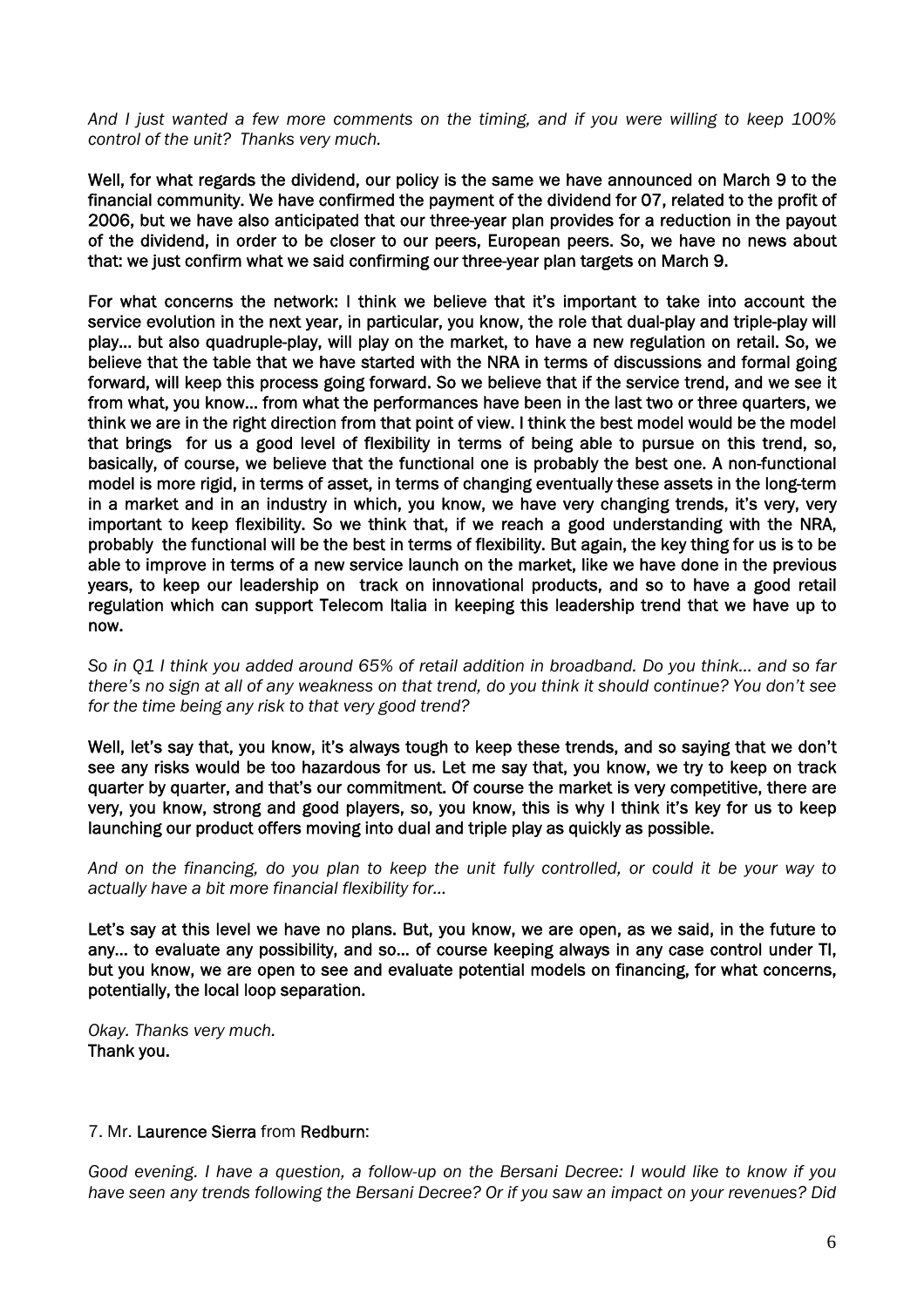*And I just wanted a few more comments on the timing, and if you were willing to keep 100% control of the unit? Thanks very much.*

**Well, for what regards the dividend, our policy is the same we have announced on March 9 to the financial community. We have confirmed the payment of the dividend for 07, related to the profit of 2006, but we have also anticipated that our three-year plan provides for a reduction in the payout of the dividend, in order to be closer to our peers, European peers. So, we have no news about that: we just confirm what we said confirming our three-year plan targets on March 9.**

**For what concerns the network: I think we believe that it's important to take into account the service evolution in the next year, in particular, you know, the role that dual-play and triple-play will play... but also quadruple-play, will play on the market, to have a new regulation on retail. So, we believe that the table that we have started with the NRA in terms of discussions and formal going forward, will keep this process going forward. So we believe that if the service trend, and we see it from what, you know... from what the performances have been in the last two or three quarters, we think we are in the right direction from that point of view. I think the best model would be the model that brings for us a good level of flexibility in terms of being able to pursue on this trend, so, basically, of course, we believe that the functional one is probably the best one. A non-functional model is more rigid, in terms of asset, in terms of changing eventually these assets in the long-term in a market and in an industry in which, you know, we have very changing trends, it's very, very important to keep flexibility. So we think that, if we reach a good understanding with the NRA, probably the functional will be the best in terms of flexibility. But again, the key thing for us is to be able to improve in terms of a new service launch on the market, like we have done in the previous years, to keep our leadership on track on innovational products, and so to have a good retail regulation which can support Telecom Italia in keeping this leadership trend that we have up to now.**

*So in Q1 I think you added around 65% of retail addition in broadband. Do you think... and so far there's no sign at all of any weakness on that trend, do you think it should continue? You don't see for the time being any risk to that very good trend?*

**Well, let's say that, you know, it's always tough to keep these trends, and so saying that we don't see any risks would be too hazardous for us. Let me say that, you know, we try to keep on track quarter by quarter, and that's our commitment. Of course the market is very competitive, there are very, you know, strong and good players, so, you know, this is why I think it's key for us to keep launching our product offers moving into dual and triple play as quickly as possible.**

*And on the financing, do you plan to keep the unit fully controlled, or could it be your way to actually have a bit more financial flexibility for...*

**Let's say at this level we have no plans. But, you know, we are open, as we said, in the future to any... to evaluate any possibility, and so... of course keeping always in any case control under TI, but you know, we are open to see and evaluate potential models on financing, for what concerns, potentially, the local loop separation.**

*Okay. Thanks very much.*
**Thank you.**

7. Mr. **Laurence Sierra** from **Redburn**:

*Good evening. I have a question, a follow-up on the Bersani Decree: I would like to know if you have seen any trends following the Bersani Decree? Or if you saw an impact on your revenues? Did*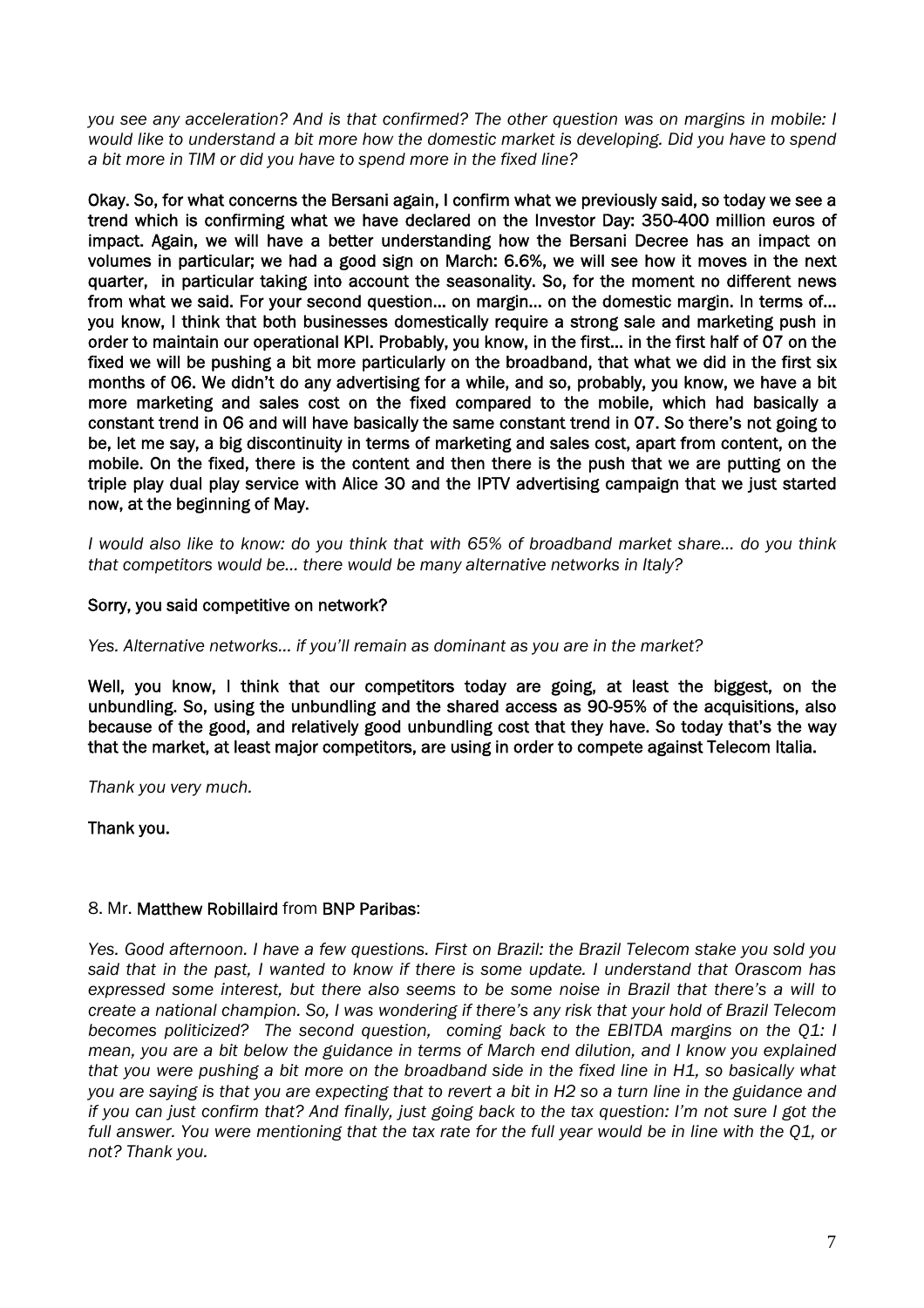*you see any acceleration? And is that confirmed? The other question was on margins in mobile: I would like to understand a bit more how the domestic market is developing. Did you have to spend a bit more in TIM or did you have to spend more in the fixed line?*

**Okay. So, for what concerns the Bersani again, I confirm what we previously said, so today we see a trend which is confirming what we have declared on the Investor Day: 350-400 million euros of impact. Again, we will have a better understanding how the Bersani Decree has an impact on volumes in particular; we had a good sign on March: 6.6%, we will see how it moves in the next quarter, in particular taking into account the seasonality. So, for the moment no different news from what we said. For your second question… on margin… on the domestic margin. In terms of… you know, I think that both businesses domestically require a strong sale and marketing push in order to maintain our operational KPI. Probably, you know, in the first… in the first half of 07 on the fixed we will be pushing a bit more particularly on the broadband, that what we did in the first six months of 06. We didn't do any advertising for a while, and so, probably, you know, we have a bit more marketing and sales cost on the fixed compared to the mobile, which had basically a constant trend in 06 and will have basically the same constant trend in 07. So there's not going to be, let me say, a big discontinuity in terms of marketing and sales cost, apart from content, on the mobile. On the fixed, there is the content and then there is the push that we are putting on the triple play dual play service with Alice 30 and the IPTV advertising campaign that we just started now, at the beginning of May.**

*I would also like to know: do you think that with 65% of broadband market share… do you think that competitors would be… there would be many alternative networks in Italy?*

**Sorry, you said competitive on network?**

*Yes. Alternative networks… if you'll remain as dominant as you are in the market?*

**Well, you know, I think that our competitors today are going, at least the biggest, on the unbundling. So, using the unbundling and the shared access as 90-95% of the acquisitions, also because of the good, and relatively good unbundling cost that they have. So today that's the way that the market, at least major competitors, are using in order to compete against Telecom Italia.**

*Thank you very much.*

**Thank you.**

8. Mr. **Matthew Robillaird** from **BNP Paribas**:

*Yes. Good afternoon. I have a few questions. First on Brazil: the Brazil Telecom stake you sold you said that in the past, I wanted to know if there is some update. I understand that Orascom has expressed some interest, but there also seems to be some noise in Brazil that there's a will to create a national champion. So, I was wondering if there's any risk that your hold of Brazil Telecom becomes politicized? The second question, coming back to the EBITDA margins on the Q1: I mean, you are a bit below the guidance in terms of March end dilution, and I know you explained that you were pushing a bit more on the broadband side in the fixed line in H1, so basically what you are saying is that you are expecting that to revert a bit in H2 so a turn line in the guidance and if you can just confirm that? And finally, just going back to the tax question: I'm not sure I got the full answer. You were mentioning that the tax rate for the full year would be in line with the Q1, or not? Thank you.*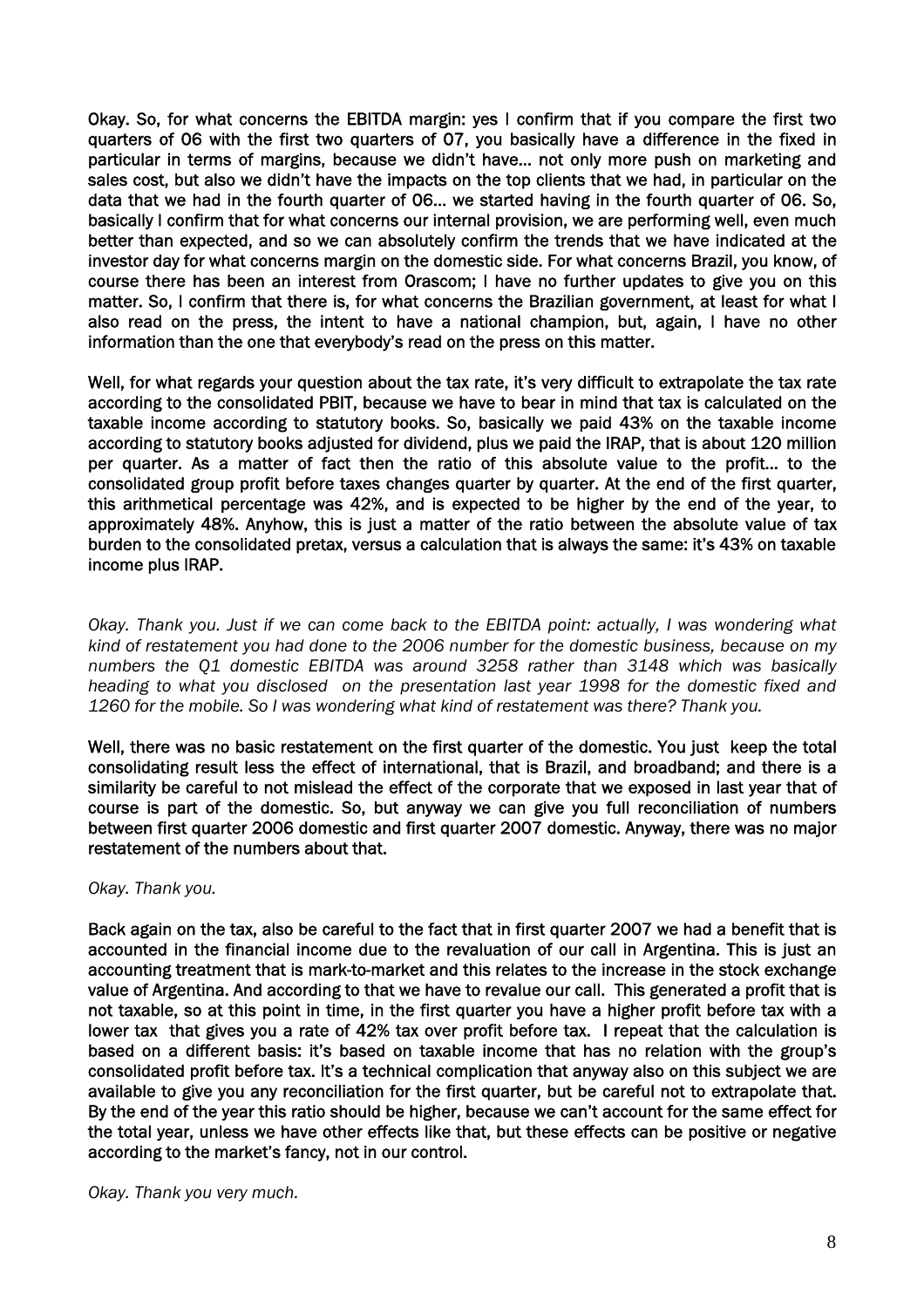Okay. So, for what concerns the EBITDA margin: yes I confirm that if you compare the first two quarters of 06 with the first two quarters of 07, you basically have a difference in the fixed in particular in terms of margins, because we didn't have… not only more push on marketing and sales cost, but also we didn't have the impacts on the top clients that we had, in particular on the data that we had in the fourth quarter of 06… we started having in the fourth quarter of 06. So, basically I confirm that for what concerns our internal provision, we are performing well, even much better than expected, and so we can absolutely confirm the trends that we have indicated at the investor day for what concerns margin on the domestic side. For what concerns Brazil, you know, of course there has been an interest from Orascom; I have no further updates to give you on this matter. So, I confirm that there is, for what concerns the Brazilian government, at least for what I also read on the press, the intent to have a national champion, but, again, I have no other information than the one that everybody's read on the press on this matter.

Well, for what regards your question about the tax rate, it's very difficult to extrapolate the tax rate according to the consolidated PBIT, because we have to bear in mind that tax is calculated on the taxable income according to statutory books. So, basically we paid 43% on the taxable income according to statutory books adjusted for dividend, plus we paid the IRAP, that is about 120 million per quarter. As a matter of fact then the ratio of this absolute value to the profit… to the consolidated group profit before taxes changes quarter by quarter. At the end of the first quarter, this arithmetical percentage was 42%, and is expected to be higher by the end of the year, to approximately 48%. Anyhow, this is just a matter of the ratio between the absolute value of tax burden to the consolidated pretax, versus a calculation that is always the same: it's 43% on taxable income plus IRAP.

*Okay. Thank you. Just if we can come back to the EBITDA point: actually, I was wondering what kind of restatement you had done to the 2006 number for the domestic business, because on my numbers the Q1 domestic EBITDA was around 3258 rather than 3148 which was basically heading to what you disclosed on the presentation last year 1998 for the domestic fixed and 1260 for the mobile. So I was wondering what kind of restatement was there? Thank you.*

Well, there was no basic restatement on the first quarter of the domestic. You just keep the total consolidating result less the effect of international, that is Brazil, and broadband; and there is a similarity be careful to not mislead the effect of the corporate that we exposed in last year that of course is part of the domestic. So, but anyway we can give you full reconciliation of numbers between first quarter 2006 domestic and first quarter 2007 domestic. Anyway, there was no major restatement of the numbers about that.

*Okay. Thank you.*

Back again on the tax, also be careful to the fact that in first quarter 2007 we had a benefit that is accounted in the financial income due to the revaluation of our call in Argentina. This is just an accounting treatment that is mark-to-market and this relates to the increase in the stock exchange value of Argentina. And according to that we have to revalue our call. This generated a profit that is not taxable, so at this point in time, in the first quarter you have a higher profit before tax with a lower tax that gives you a rate of 42% tax over profit before tax. I repeat that the calculation is based on a different basis: it's based on taxable income that has no relation with the group's consolidated profit before tax. It's a technical complication that anyway also on this subject we are available to give you any reconciliation for the first quarter, but be careful not to extrapolate that. By the end of the year this ratio should be higher, because we can't account for the same effect for the total year, unless we have other effects like that, but these effects can be positive or negative according to the market's fancy, not in our control.

*Okay. Thank you very much.*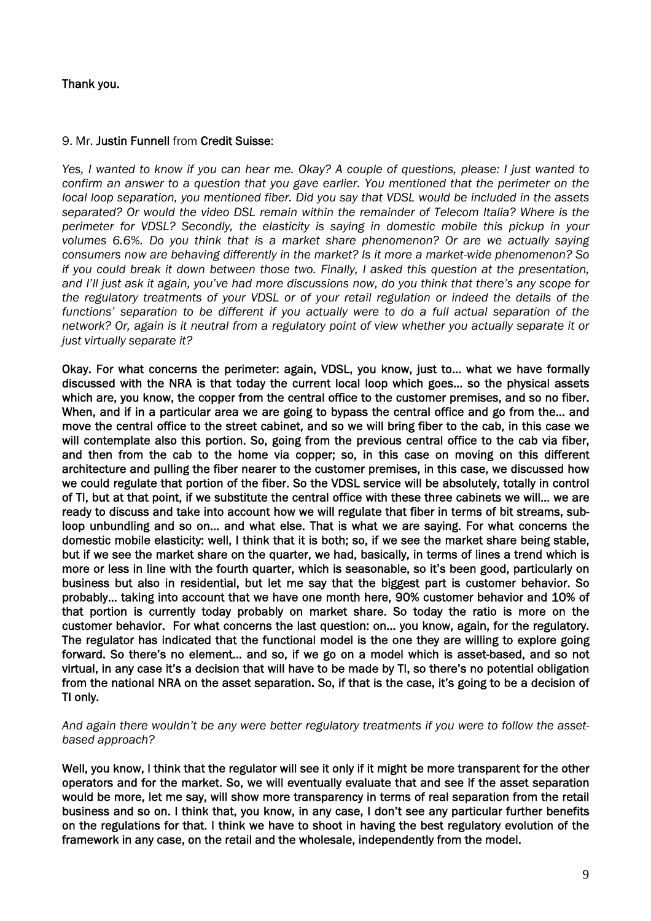**Thank you.**

9. Mr. **Justin Funnell** from **Credit Suisse**:

*Yes, I wanted to know if you can hear me. Okay? A couple of questions, please: I just wanted to confirm an answer to a question that you gave earlier. You mentioned that the perimeter on the local loop separation, you mentioned fiber. Did you say that VDSL would be included in the assets separated? Or would the video DSL remain within the remainder of Telecom Italia? Where is the perimeter for VDSL? Secondly, the elasticity is saying in domestic mobile this pickup in your volumes 6.6%. Do you think that is a market share phenomenon? Or are we actually saying consumers now are behaving differently in the market? Is it more a market-wide phenomenon? So if you could break it down between those two. Finally, I asked this question at the presentation, and I'll just ask it again, you've had more discussions now, do you think that there's any scope for the regulatory treatments of your VDSL or of your retail regulation or indeed the details of the functions' separation to be different if you actually were to do a full actual separation of the network? Or, again is it neutral from a regulatory point of view whether you actually separate it or just virtually separate it?*

**Okay. For what concerns the perimeter: again, VDSL, you know, just to… what we have formally discussed with the NRA is that today the current local loop which goes… so the physical assets which are, you know, the copper from the central office to the customer premises, and so no fiber. When, and if in a particular area we are going to bypass the central office and go from the… and move the central office to the street cabinet, and so we will bring fiber to the cab, in this case we will contemplate also this portion. So, going from the previous central office to the cab via fiber, and then from the cab to the home via copper; so, in this case on moving on this different architecture and pulling the fiber nearer to the customer premises, in this case, we discussed how we could regulate that portion of the fiber. So the VDSL service will be absolutely, totally in control of TI, but at that point, if we substitute the central office with these three cabinets we will… we are ready to discuss and take into account how we will regulate that fiber in terms of bit streams, sub-loop unbundling and so on… and what else. That is what we are saying. For what concerns the domestic mobile elasticity: well, I think that it is both; so, if we see the market share being stable, but if we see the market share on the quarter, we had, basically, in terms of lines a trend which is more or less in line with the fourth quarter, which is seasonable, so it's been good, particularly on business but also in residential, but let me say that the biggest part is customer behavior. So probably… taking into account that we have one month here, 90% customer behavior and 10% of that portion is currently today probably on market share. So today the ratio is more on the customer behavior. For what concerns the last question: on… you know, again, for the regulatory. The regulator has indicated that the functional model is the one they are willing to explore going forward. So there's no element… and so, if we go on a model which is asset-based, and so not virtual, in any case it's a decision that will have to be made by TI, so there's no potential obligation from the national NRA on the asset separation. So, if that is the case, it's going to be a decision of TI only.**

*And again there wouldn't be any were better regulatory treatments if you were to follow the asset-based approach?*

**Well, you know, I think that the regulator will see it only if it might be more transparent for the other operators and for the market. So, we will eventually evaluate that and see if the asset separation would be more, let me say, will show more transparency in terms of real separation from the retail business and so on. I think that, you know, in any case, I don't see any particular further benefits on the regulations for that. I think we have to shoot in having the best regulatory evolution of the framework in any case, on the retail and the wholesale, independently from the model.**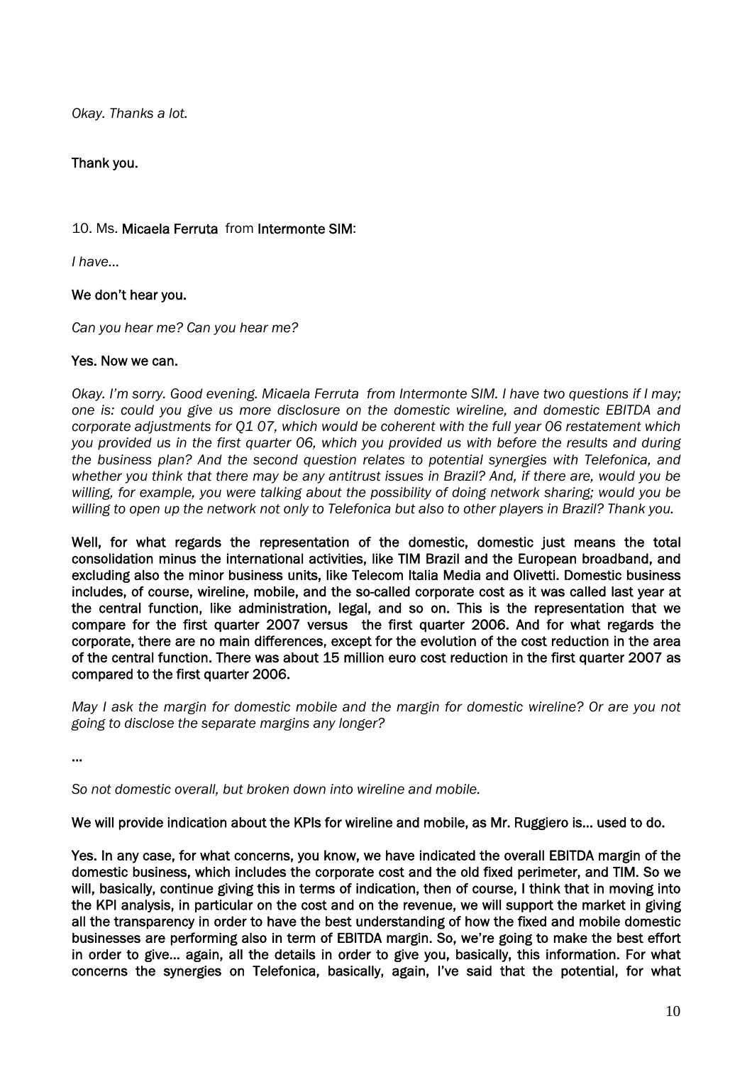*Okay. Thanks a lot.*

**Thank you.**

10. Ms. **Micaela Ferruta** from **Intermonte SIM**:

*I have…*

**We don't hear you.**

*Can you hear me? Can you hear me?*

**Yes. Now we can.**

*Okay. I'm sorry. Good evening. Micaela Ferruta from Intermonte SIM. I have two questions if I may; one is: could you give us more disclosure on the domestic wireline, and domestic EBITDA and corporate adjustments for Q1 07, which would be coherent with the full year 06 restatement which you provided us in the first quarter 06, which you provided us with before the results and during the business plan? And the second question relates to potential synergies with Telefonica, and whether you think that there may be any antitrust issues in Brazil? And, if there are, would you be willing, for example, you were talking about the possibility of doing network sharing; would you be willing to open up the network not only to Telefonica but also to other players in Brazil? Thank you.*

**Well, for what regards the representation of the domestic, domestic just means the total consolidation minus the international activities, like TIM Brazil and the European broadband, and excluding also the minor business units, like Telecom Italia Media and Olivetti. Domestic business includes, of course, wireline, mobile, and the so-called corporate cost as it was called last year at the central function, like administration, legal, and so on. This is the representation that we compare for the first quarter 2007 versus the first quarter 2006. And for what regards the corporate, there are no main differences, except for the evolution of the cost reduction in the area of the central function. There was about 15 million euro cost reduction in the first quarter 2007 as compared to the first quarter 2006.**

*May I ask the margin for domestic mobile and the margin for domestic wireline? Or are you not going to disclose the separate margins any longer?*

…

*So not domestic overall, but broken down into wireline and mobile.*

**We will provide indication about the KPIs for wireline and mobile, as Mr. Ruggiero is… used to do.**

**Yes. In any case, for what concerns, you know, we have indicated the overall EBITDA margin of the domestic business, which includes the corporate cost and the old fixed perimeter, and TIM. So we will, basically, continue giving this in terms of indication, then of course, I think that in moving into the KPI analysis, in particular on the cost and on the revenue, we will support the market in giving all the transparency in order to have the best understanding of how the fixed and mobile domestic businesses are performing also in term of EBITDA margin. So, we're going to make the best effort in order to give… again, all the details in order to give you, basically, this information. For what concerns the synergies on Telefonica, basically, again, I've said that the potential, for what**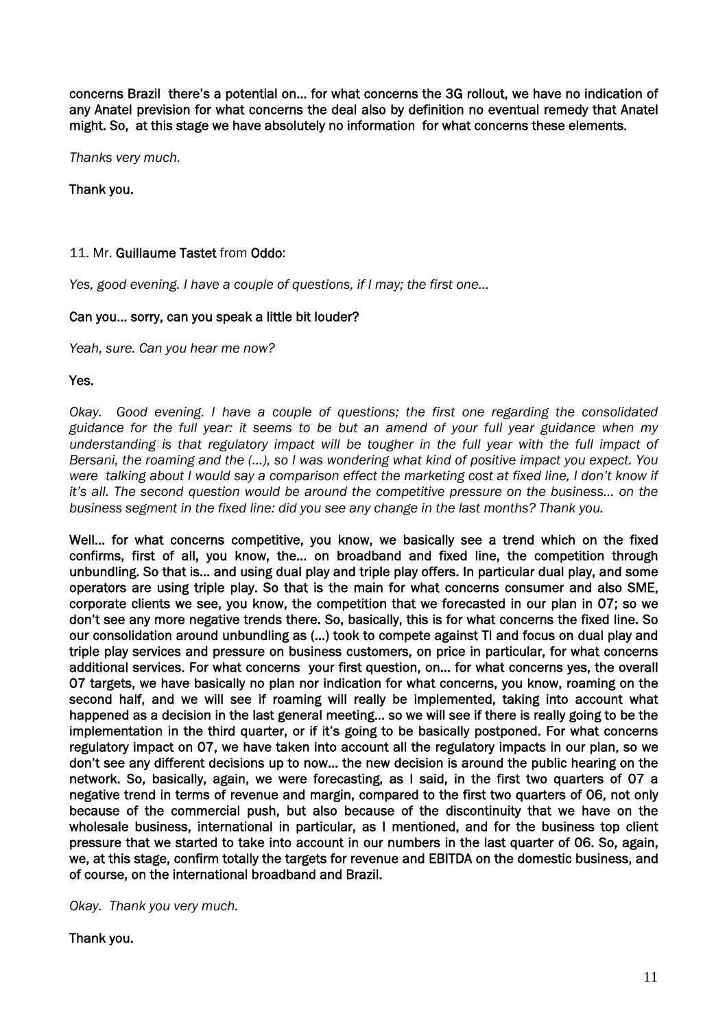**concerns Brazil there's a potential on… for what concerns the 3G rollout, we have no indication of any Anatel prevision for what concerns the deal also by definition no eventual remedy that Anatel might. So, at this stage we have absolutely no information for what concerns these elements.**

*Thanks very much.*

**Thank you.**

11. Mr. **Guillaume Tastet** from **Oddo**:

*Yes, good evening. I have a couple of questions, if I may; the first one…*

**Can you… sorry, can you speak a little bit louder?**

*Yeah, sure. Can you hear me now?*

**Yes.**

*Okay. Good evening. I have a couple of questions; the first one regarding the consolidated guidance for the full year: it seems to be but an amend of your full year guidance when my understanding is that regulatory impact will be tougher in the full year with the full impact of Bersani, the roaming and the (…), so I was wondering what kind of positive impact you expect. You were talking about I would say a comparison effect the marketing cost at fixed line, I don't know if it's all. The second question would be around the competitive pressure on the business… on the business segment in the fixed line: did you see any change in the last months? Thank you.*

**Well… for what concerns competitive, you know, we basically see a trend which on the fixed confirms, first of all, you know, the… on broadband and fixed line, the competition through unbundling. So that is… and using dual play and triple play offers. In particular dual play, and some operators are using triple play. So that is the main for what concerns consumer and also SME, corporate clients we see, you know, the competition that we forecasted in our plan in 07; so we don't see any more negative trends there. So, basically, this is for what concerns the fixed line. So our consolidation around unbundling as (…) took to compete against TI and focus on dual play and triple play services and pressure on business customers, on price in particular, for what concerns additional services. For what concerns your first question, on… for what concerns yes, the overall 07 targets, we have basically no plan nor indication for what concerns, you know, roaming on the second half, and we will see if roaming will really be implemented, taking into account what happened as a decision in the last general meeting… so we will see if there is really going to be the implementation in the third quarter, or if it's going to be basically postponed. For what concerns regulatory impact on 07, we have taken into account all the regulatory impacts in our plan, so we don't see any different decisions up to now… the new decision is around the public hearing on the network. So, basically, again, we were forecasting, as I said, in the first two quarters of 07 a negative trend in terms of revenue and margin, compared to the first two quarters of 06, not only because of the commercial push, but also because of the discontinuity that we have on the wholesale business, international in particular, as I mentioned, and for the business top client pressure that we started to take into account in our numbers in the last quarter of 06. So, again, we, at this stage, confirm totally the targets for revenue and EBITDA on the domestic business, and of course, on the international broadband and Brazil.**

*Okay. Thank you very much.*

**Thank you.**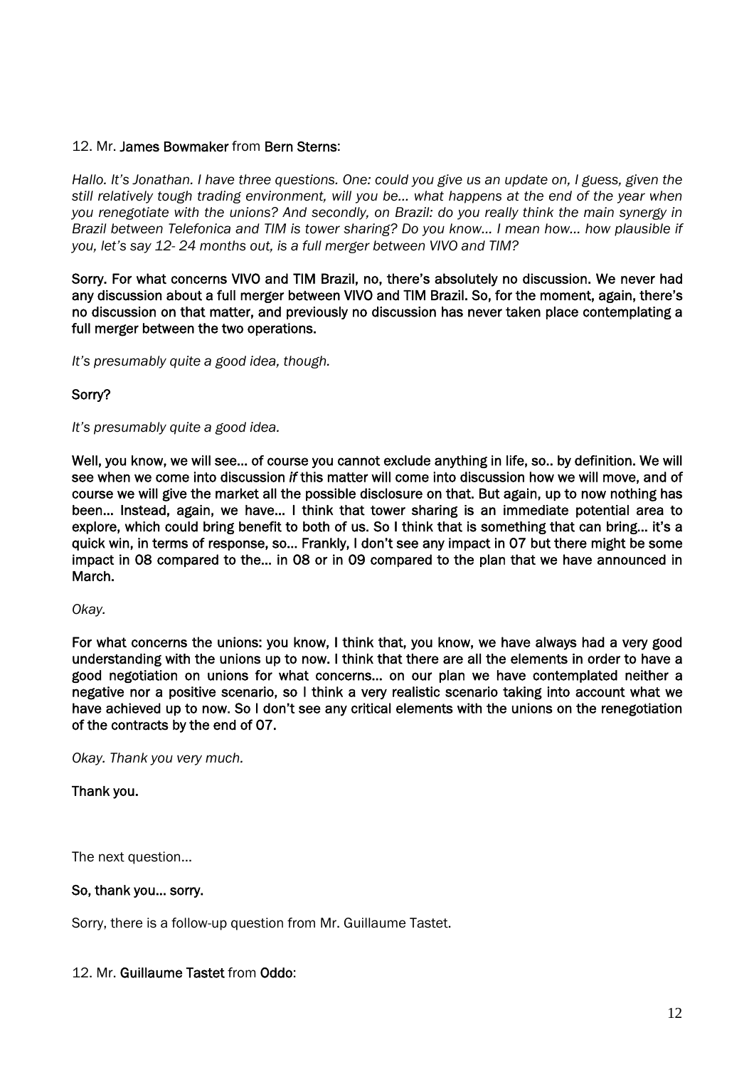12. Mr. **James Bowmaker** from **Bern Sterns**:

*Hallo. It's Jonathan. I have three questions. One: could you give us an update on, I guess, given the still relatively tough trading environment, will you be… what happens at the end of the year when you renegotiate with the unions? And secondly, on Brazil: do you really think the main synergy in Brazil between Telefonica and TIM is tower sharing? Do you know… I mean how… how plausible if you, let's say 12- 24 months out, is a full merger between VIVO and TIM?*

**Sorry. For what concerns VIVO and TIM Brazil, no, there's absolutely no discussion. We never had any discussion about a full merger between VIVO and TIM Brazil. So, for the moment, again, there's no discussion on that matter, and previously no discussion has never taken place contemplating a full merger between the two operations.**

*It's presumably quite a good idea, though.*

**Sorry?**

*It's presumably quite a good idea.*

**Well, you know, we will see… of course you cannot exclude anything in life, so.. by definition. We will see when we come into discussion *if* this matter will come into discussion how we will move, and of course we will give the market all the possible disclosure on that. But again, up to now nothing has been… Instead, again, we have… I think that tower sharing is an immediate potential area to explore, which could bring benefit to both of us. So I think that is something that can bring… it's a quick win, in terms of response, so… Frankly, I don't see any impact in 07 but there might be some impact in 08 compared to the… in 08 or in 09 compared to the plan that we have announced in March.**

*Okay.*

**For what concerns the unions: you know, I think that, you know, we have always had a very good understanding with the unions up to now. I think that there are all the elements in order to have a good negotiation on unions for what concerns… on our plan we have contemplated neither a negative nor a positive scenario, so I think a very realistic scenario taking into account what we have achieved up to now. So I don't see any critical elements with the unions on the renegotiation of the contracts by the end of 07.**

*Okay. Thank you very much.*

**Thank you.**

The next question…

**So, thank you… sorry.**

Sorry, there is a follow-up question from Mr. Guillaume Tastet.

12. Mr. **Guillaume Tastet** from **Oddo**: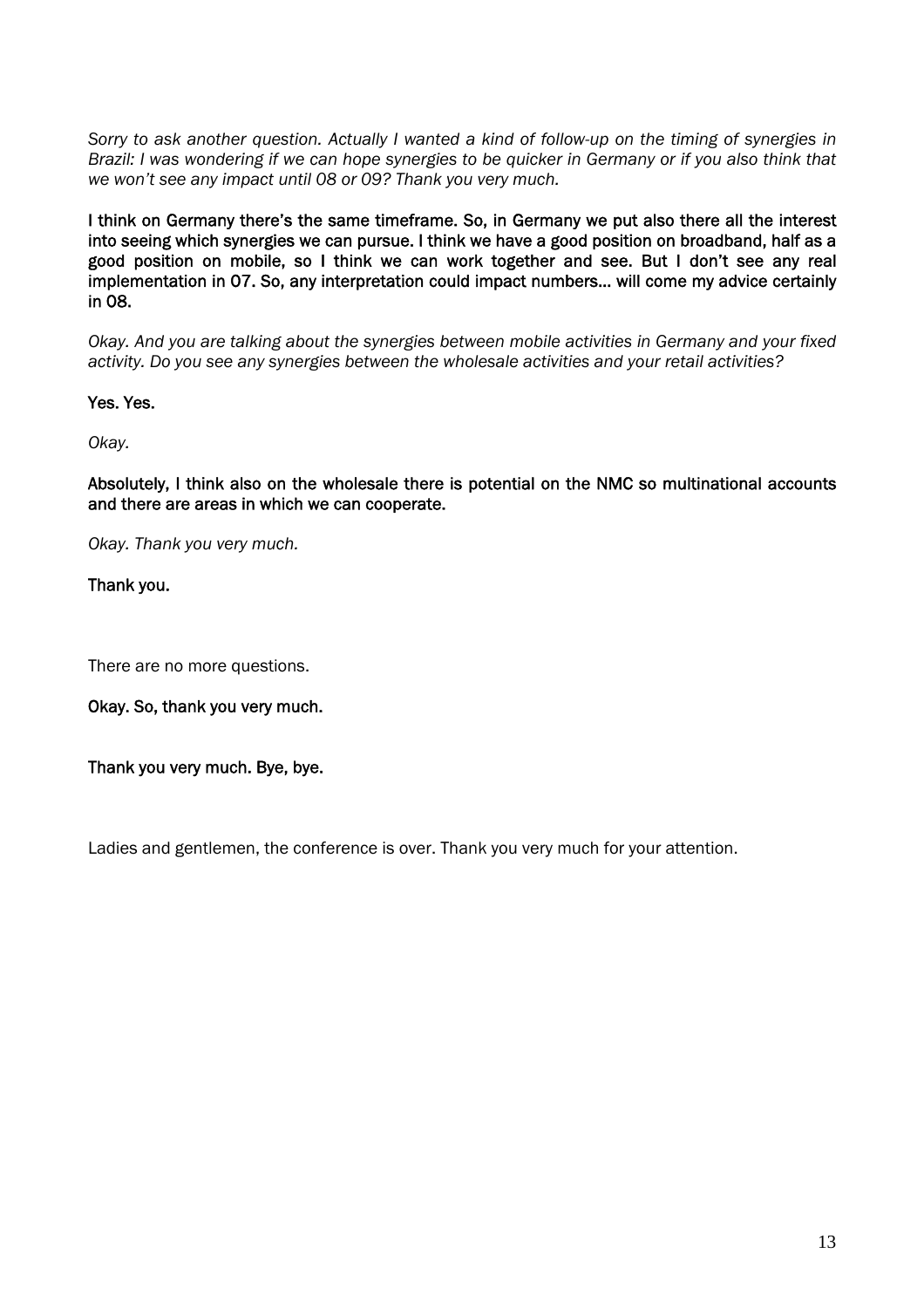*Sorry to ask another question. Actually I wanted a kind of follow-up on the timing of synergies in Brazil: I was wondering if we can hope synergies to be quicker in Germany or if you also think that we won't see any impact until 08 or 09? Thank you very much.*

**I think on Germany there's the same timeframe. So, in Germany we put also there all the interest into seeing which synergies we can pursue. I think we have a good position on broadband, half as a good position on mobile, so I think we can work together and see. But I don't see any real implementation in 07. So, any interpretation could impact numbers… will come my advice certainly in 08.**

*Okay. And you are talking about the synergies between mobile activities in Germany and your fixed activity. Do you see any synergies between the wholesale activities and your retail activities?*

**Yes. Yes.**

*Okay.*

**Absolutely, I think also on the wholesale there is potential on the NMC so multinational accounts and there are areas in which we can cooperate.**

*Okay. Thank you very much.*

**Thank you.**

There are no more questions.

**Okay. So, thank you very much.**

**Thank you very much. Bye, bye.**

Ladies and gentlemen, the conference is over. Thank you very much for your attention.